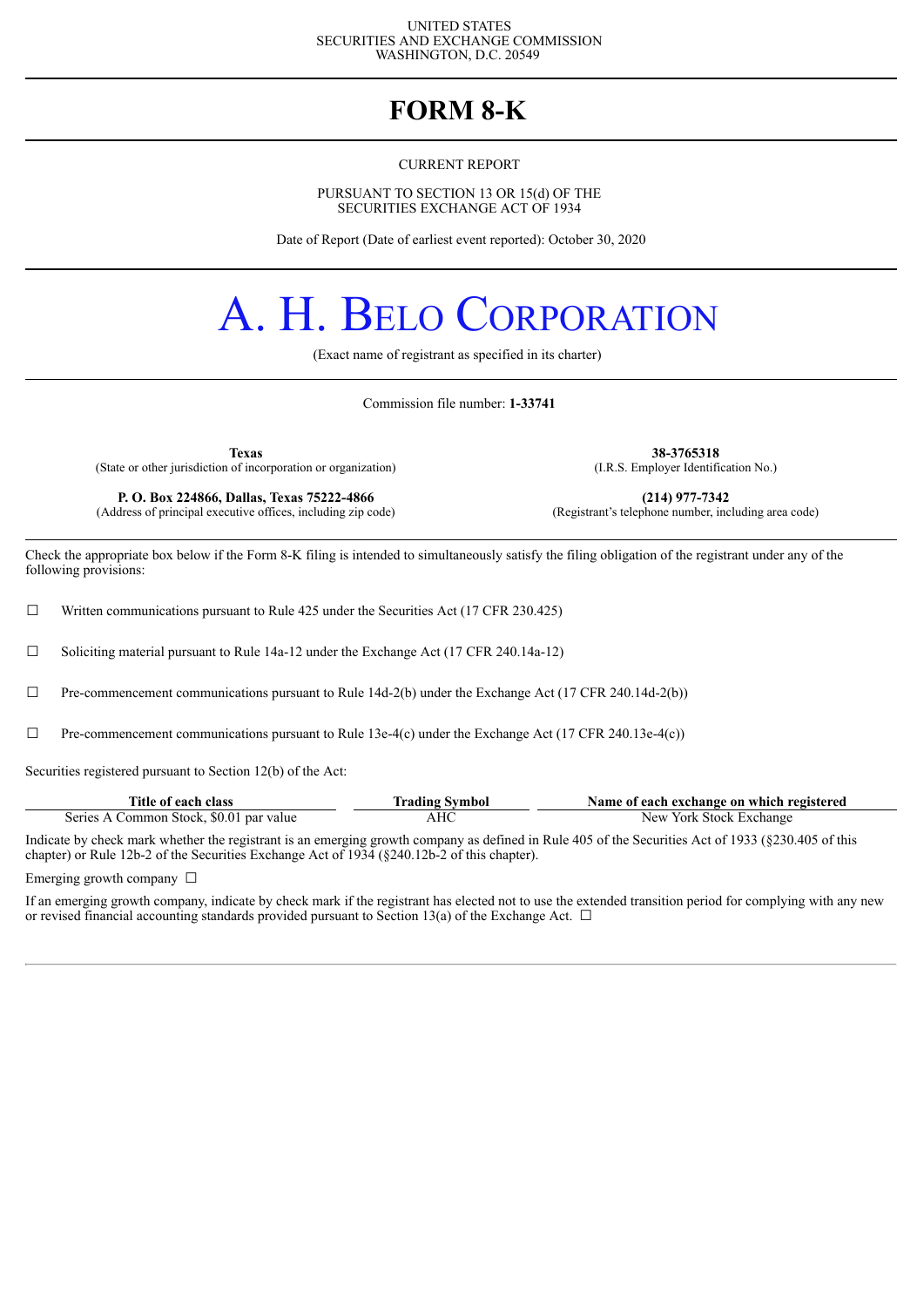UNITED STATES
SECURITIES AND EXCHANGE COMMISSION
WASHINGTON, D.C. 20549

# FORM 8-K

CURRENT REPORT

PURSUANT TO SECTION 13 OR 15(d) OF THE
SECURITIES EXCHANGE ACT OF 1934

Date of Report (Date of earliest event reported): October 30, 2020

# A. H. BELO CORPORATION

(Exact name of registrant as specified in its charter)

Commission file number: **1-33741**

| | |
|---|---|
| **Texas**<br>(State or other jurisdiction of incorporation or organization) | **38-3765318**<br>(I.R.S. Employer Identification No.) |
| **P. O. Box 224866, Dallas, Texas 75222-4866**<br>(Address of principal executive offices, including zip code) | **(214) 977-7342**<br>(Registrant's telephone number, including area code) |

Check the appropriate box below if the Form 8-K filing is intended to simultaneously satisfy the filing obligation of the registrant under any of the following provisions:

☐ Written communications pursuant to Rule 425 under the Securities Act (17 CFR 230.425)

☐ Soliciting material pursuant to Rule 14a-12 under the Exchange Act (17 CFR 240.14a-12)

☐ Pre-commencement communications pursuant to Rule 14d-2(b) under the Exchange Act (17 CFR 240.14d-2(b))

☐ Pre-commencement communications pursuant to Rule 13e-4(c) under the Exchange Act (17 CFR 240.13e-4(c))

Securities registered pursuant to Section 12(b) of the Act:

| Title of each class | Trading Symbol | Name of each exchange on which registered |
|---|---|---|
| Series A Common Stock, $0.01 par value | AHC | New York Stock Exchange |

Indicate by check mark whether the registrant is an emerging growth company as defined in Rule 405 of the Securities Act of 1933 (§230.405 of this chapter) or Rule 12b-2 of the Securities Exchange Act of 1934 (§240.12b-2 of this chapter).

Emerging growth company ☐

If an emerging growth company, indicate by check mark if the registrant has elected not to use the extended transition period for complying with any new or revised financial accounting standards provided pursuant to Section 13(a) of the Exchange Act. ☐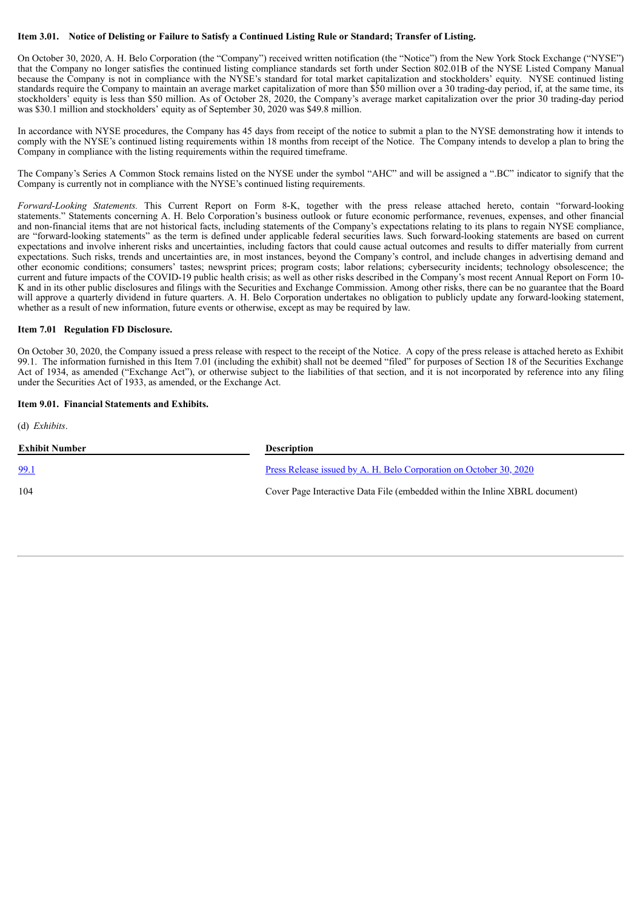**Item 3.01. Notice of Delisting or Failure to Satisfy a Continued Listing Rule or Standard; Transfer of Listing.**

On October 30, 2020, A. H. Belo Corporation (the "Company") received written notification (the "Notice") from the New York Stock Exchange ("NYSE") that the Company no longer satisfies the continued listing compliance standards set forth under Section 802.01B of the NYSE Listed Company Manual because the Company is not in compliance with the NYSE's standard for total market capitalization and stockholders' equity. NYSE continued listing standards require the Company to maintain an average market capitalization of more than $50 million over a 30 trading-day period, if, at the same time, its stockholders' equity is less than $50 million. As of October 28, 2020, the Company's average market capitalization over the prior 30 trading-day period was $30.1 million and stockholders' equity as of September 30, 2020 was $49.8 million.

In accordance with NYSE procedures, the Company has 45 days from receipt of the notice to submit a plan to the NYSE demonstrating how it intends to comply with the NYSE's continued listing requirements within 18 months from receipt of the Notice. The Company intends to develop a plan to bring the Company in compliance with the listing requirements within the required timeframe.

The Company's Series A Common Stock remains listed on the NYSE under the symbol "AHC" and will be assigned a ".BC" indicator to signify that the Company is currently not in compliance with the NYSE's continued listing requirements.

*Forward-Looking Statements.* This Current Report on Form 8-K, together with the press release attached hereto, contain "forward-looking statements." Statements concerning A. H. Belo Corporation's business outlook or future economic performance, revenues, expenses, and other financial and non-financial items that are not historical facts, including statements of the Company's expectations relating to its plans to regain NYSE compliance, are "forward-looking statements" as the term is defined under applicable federal securities laws. Such forward-looking statements are based on current expectations and involve inherent risks and uncertainties, including factors that could cause actual outcomes and results to differ materially from current expectations. Such risks, trends and uncertainties are, in most instances, beyond the Company's control, and include changes in advertising demand and other economic conditions; consumers' tastes; newsprint prices; program costs; labor relations; cybersecurity incidents; technology obsolescence; the current and future impacts of the COVID-19 public health crisis; as well as other risks described in the Company's most recent Annual Report on Form 10-K and in its other public disclosures and filings with the Securities and Exchange Commission. Among other risks, there can be no guarantee that the Board will approve a quarterly dividend in future quarters. A. H. Belo Corporation undertakes no obligation to publicly update any forward-looking statement, whether as a result of new information, future events or otherwise, except as may be required by law.

**Item 7.01 Regulation FD Disclosure.**

On October 30, 2020, the Company issued a press release with respect to the receipt of the Notice. A copy of the press release is attached hereto as Exhibit 99.1. The information furnished in this Item 7.01 (including the exhibit) shall not be deemed "filed" for purposes of Section 18 of the Securities Exchange Act of 1934, as amended ("Exchange Act"), or otherwise subject to the liabilities of that section, and it is not incorporated by reference into any filing under the Securities Act of 1933, as amended, or the Exchange Act.

**Item 9.01. Financial Statements and Exhibits.**

(d) *Exhibits*.

| Exhibit Number | Description |
|---|---|
| 99.1 | Press Release issued by A. H. Belo Corporation on October 30, 2020 |
| 104 | Cover Page Interactive Data File (embedded within the Inline XBRL document) |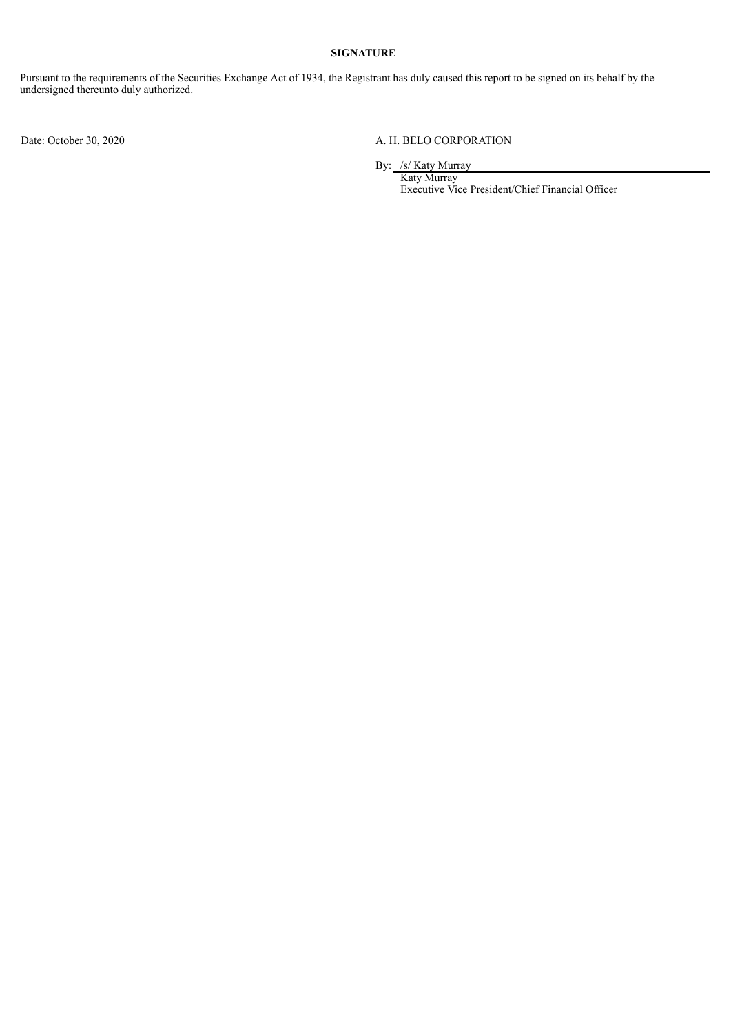**SIGNATURE**

Pursuant to the requirements of the Securities Exchange Act of 1934, the Registrant has duly caused this report to be signed on its behalf by the undersigned thereunto duly authorized.

Date: October 30, 2020

A. H. BELO CORPORATION

By: /s/ Katy Murray
Katy Murray
Executive Vice President/Chief Financial Officer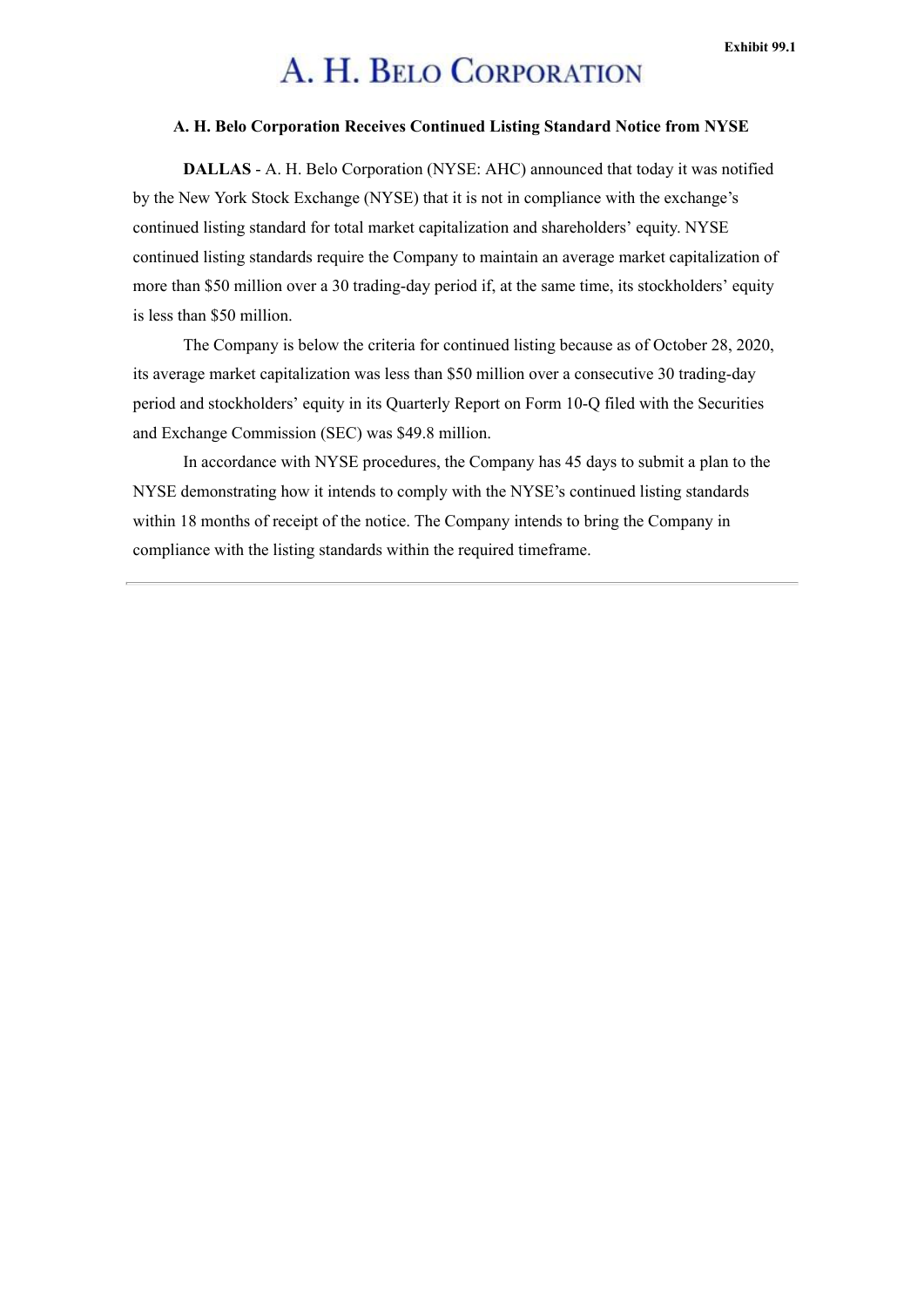Exhibit 99.1

# A. H. Belo Corporation

**A. H. Belo Corporation Receives Continued Listing Standard Notice from NYSE**

**DALLAS** - A. H. Belo Corporation (NYSE: AHC) announced that today it was notified by the New York Stock Exchange (NYSE) that it is not in compliance with the exchange's continued listing standard for total market capitalization and shareholders' equity. NYSE continued listing standards require the Company to maintain an average market capitalization of more than $50 million over a 30 trading-day period if, at the same time, its stockholders' equity is less than $50 million.

The Company is below the criteria for continued listing because as of October 28, 2020, its average market capitalization was less than $50 million over a consecutive 30 trading-day period and stockholders' equity in its Quarterly Report on Form 10-Q filed with the Securities and Exchange Commission (SEC) was $49.8 million.

In accordance with NYSE procedures, the Company has 45 days to submit a plan to the NYSE demonstrating how it intends to comply with the NYSE's continued listing standards within 18 months of receipt of the notice. The Company intends to bring the Company in compliance with the listing standards within the required timeframe.

---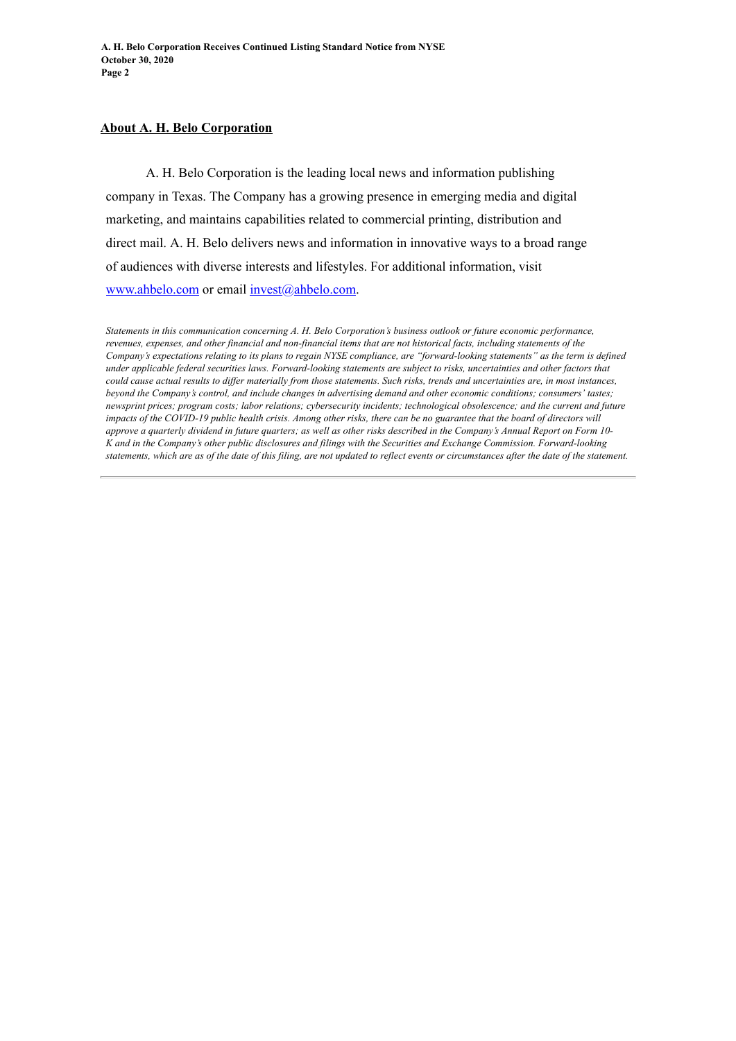## About A. H. Belo Corporation

A. H. Belo Corporation is the leading local news and information publishing company in Texas. The Company has a growing presence in emerging media and digital marketing, and maintains capabilities related to commercial printing, distribution and direct mail. A. H. Belo delivers news and information in innovative ways to a broad range of audiences with diverse interests and lifestyles. For additional information, visit www.ahbelo.com or email invest@ahbelo.com.

*Statements in this communication concerning A. H. Belo Corporation's business outlook or future economic performance, revenues, expenses, and other financial and non-financial items that are not historical facts, including statements of the Company's expectations relating to its plans to regain NYSE compliance, are "forward-looking statements" as the term is defined under applicable federal securities laws. Forward-looking statements are subject to risks, uncertainties and other factors that could cause actual results to differ materially from those statements. Such risks, trends and uncertainties are, in most instances, beyond the Company's control, and include changes in advertising demand and other economic conditions; consumers' tastes; newsprint prices; program costs; labor relations; cybersecurity incidents; technological obsolescence; and the current and future impacts of the COVID-19 public health crisis. Among other risks, there can be no guarantee that the board of directors will approve a quarterly dividend in future quarters; as well as other risks described in the Company's Annual Report on Form 10-K and in the Company's other public disclosures and filings with the Securities and Exchange Commission. Forward-looking statements, which are as of the date of this filing, are not updated to reflect events or circumstances after the date of the statement.*